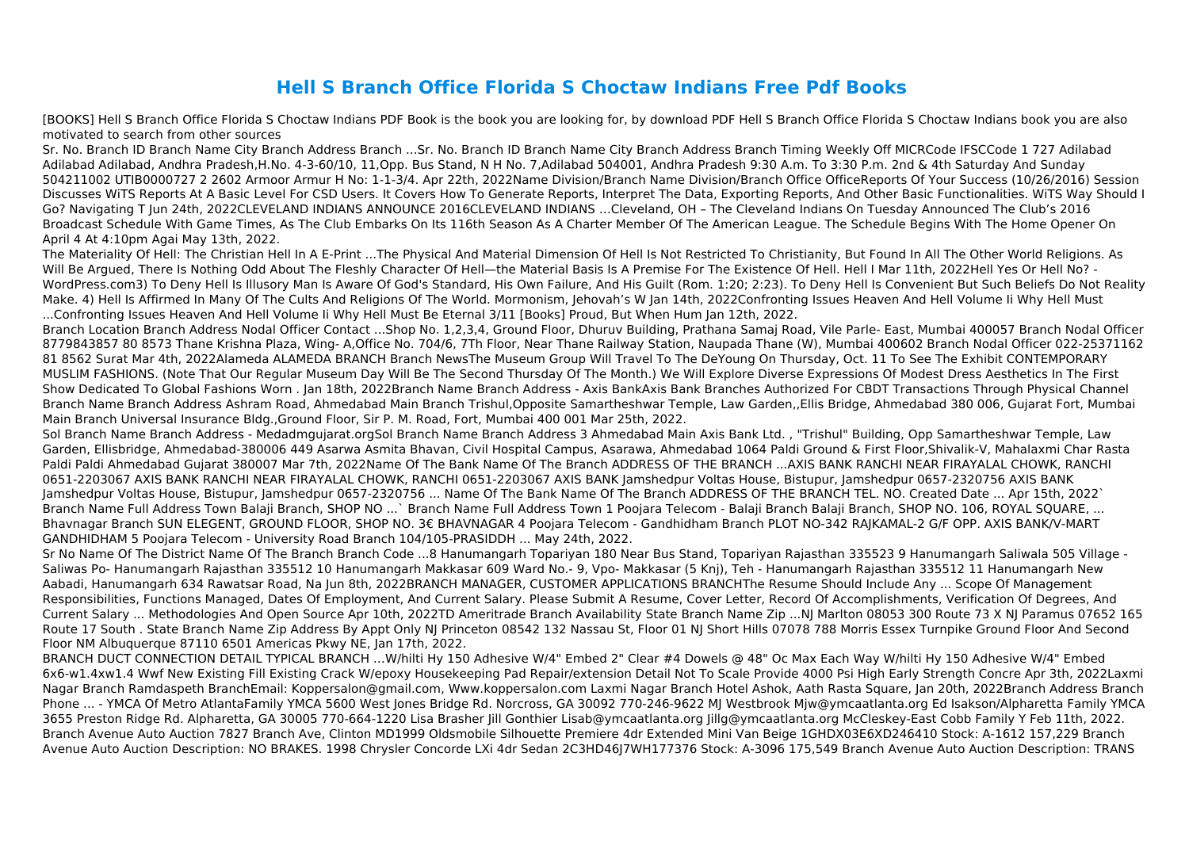# Hell S Branch Office Florida S Choctaw Indians Free Pdf Books

[BOOKS] Hell S Branch Office Florida S Choctaw Indians PDF Book is the book you are looking for, by download PDF Hell S Branch Office Florida S Choctaw Indians book you are also motivated to search from other sources

Sr. No. Branch ID Branch Name City Branch Address Branch ...Sr. No. Branch ID Branch Name City Branch Address Branch Timing Weekly Off MICRCode IFSCCode 1 727 Adilabad Adilabad Adilabad, Andhra Pradesh,H.No. 4-3-60/10, 11,Opp. Bus Stand, N H No. 7,Adilabad 504001, Andhra Pradesh 9:30 A.m. To 3:30 P.m. 2nd & 4th Saturday And Sunday 504211002 UTIB0000727 2 2602 Armoor Armur H No: 1-1-3/4. Apr 22th, 2022Name Division/Branch Name Division/Branch Office OfficeReports Of Your Success (10/26/2016) Session Discusses WiTS Reports At A Basic Level For CSD Users. It Covers How To Generate Reports, Interpret The Data, Exporting Reports, And Other Basic Functionalities. WiTS Way Should I Go? Navigating T Jun 24th, 2022CLEVELAND INDIANS ANNOUNCE 2016CLEVELAND INDIANS …Cleveland, OH – The Cleveland Indians On Tuesday Announced The Club's 2016 Broadcast Schedule With Game Times, As The Club Embarks On Its 116th Season As A Charter Member Of The American League. The Schedule Begins With The Home Opener On April 4 At 4:10pm Agai May 13th, 2022.

The Materiality Of Hell: The Christian Hell In A E-Print ...The Physical And Material Dimension Of Hell Is Not Restricted To Christianity, But Found In All The Other World Religions. As Will Be Argued, There Is Nothing Odd About The Fleshly Character Of Hell—the Material Basis Is A Premise For The Existence Of Hell. Hell I Mar 11th, 2022Hell Yes Or Hell No? - WordPress.com3) To Deny Hell Is Illusory Man Is Aware Of God's Standard, His Own Failure, And His Guilt (Rom. 1:20; 2:23). To Deny Hell Is Convenient But Such Beliefs Do Not Reality Make. 4) Hell Is Affirmed In Many Of The Cults And Religions Of The World. Mormonism, Jehovah's W Jan 14th, 2022Confronting Issues Heaven And Hell Volume Ii Why Hell Must ...Confronting Issues Heaven And Hell Volume Ii Why Hell Must Be Eternal 3/11 [Books] Proud, But When Hum Jan 12th, 2022.

Branch Location Branch Address Nodal Officer Contact ...Shop No. 1,2,3,4, Ground Floor, Dhuruv Building, Prathana Samaj Road, Vile Parle- East, Mumbai 400057 Branch Nodal Officer 8779843857 80 8573 Thane Krishna Plaza, Wing- A,Office No. 704/6, 7Th Floor, Near Thane Railway Station, Naupada Thane (W), Mumbai 400602 Branch Nodal Officer 022-25371162 81 8562 Surat Mar 4th, 2022Alameda ALAMEDA BRANCH Branch NewsThe Museum Group Will Travel To The DeYoung On Thursday, Oct. 11 To See The Exhibit CONTEMPORARY MUSLIM FASHIONS. (Note That Our Regular Museum Day Will Be The Second Thursday Of The Month.) We Will Explore Diverse Expressions Of Modest Dress Aesthetics In The First Show Dedicated To Global Fashions Worn . Jan 18th, 2022Branch Name Branch Address - Axis BankAxis Bank Branches Authorized For CBDT Transactions Through Physical Channel Branch Name Branch Address Ashram Road, Ahmedabad Main Branch Trishul,Opposite Samartheshwar Temple, Law Garden,,Ellis Bridge, Ahmedabad 380 006, Gujarat Fort, Mumbai Main Branch Universal Insurance Bldg.,Ground Floor, Sir P. M. Road, Fort, Mumbai 400 001 Mar 25th, 2022.

Sol Branch Name Branch Address - Medadmgujarat.orgSol Branch Name Branch Address 3 Ahmedabad Main Axis Bank Ltd. , "Trishul" Building, Opp Samartheshwar Temple, Law Garden, Ellisbridge, Ahmedabad-380006 449 Asarwa Asmita Bhavan, Civil Hospital Campus, Asarawa, Ahmedabad 1064 Paldi Ground & First Floor,Shivalik-V, Mahalaxmi Char Rasta Paldi Paldi Ahmedabad Gujarat 380007 Mar 7th, 2022Name Of The Bank Name Of The Branch ADDRESS OF THE BRANCH ...AXIS BANK RANCHI NEAR FIRAYALAL CHOWK, RANCHI 0651-2203067 AXIS BANK RANCHI NEAR FIRAYALAL CHOWK, RANCHI 0651-2203067 AXIS BANK Jamshedpur Voltas House, Bistupur, Jamshedpur 0657-2320756 AXIS BANK Jamshedpur Voltas House, Bistupur, Jamshedpur 0657-2320756 ... Name Of The Bank Name Of The Branch ADDRESS OF THE BRANCH TEL. NO. Created Date ... Apr 15th, 2022` Branch Name Full Address Town Balaji Branch, SHOP NO ...` Branch Name Full Address Town 1 Poojara Telecom - Balaji Branch Balaji Branch, SHOP NO. 106, ROYAL SQUARE, ... Bhavnagar Branch SUN ELEGENT, GROUND FLOOR, SHOP NO. 3€ BHAVNAGAR 4 Poojara Telecom - Gandhidham Branch PLOT NO-342 RAJKAMAL-2 G/F OPP. AXIS BANK/V-MART GANDHIDHAM 5 Poojara Telecom - University Road Branch 104/105-PRASIDDH ... May 24th, 2022.

Sr No Name Of The District Name Of The Branch Branch Code ...8 Hanumangarh Topariyan 180 Near Bus Stand, Topariyan Rajasthan 335523 9 Hanumangarh Saliwala 505 Village - Saliwas Po- Hanumangarh Rajasthan 335512 10 Hanumangarh Makkasar 609 Ward No.- 9, Vpo- Makkasar (5 Knj), Teh - Hanumangarh Rajasthan 335512 11 Hanumangarh New Aabadi, Hanumangarh 634 Rawatsar Road, Na Jun 8th, 2022BRANCH MANAGER, CUSTOMER APPLICATIONS BRANCHThe Resume Should Include Any ... Scope Of Management Responsibilities, Functions Managed, Dates Of Employment, And Current Salary. Please Submit A Resume, Cover Letter, Record Of Accomplishments, Verification Of Degrees, And Current Salary ... Methodologies And Open Source Apr 10th, 2022TD Ameritrade Branch Availability State Branch Name Zip ...NJ Marlton 08053 300 Route 73 X NJ Paramus 07652 165 Route 17 South . State Branch Name Zip Address By Appt Only NJ Princeton 08542 132 Nassau St, Floor 01 NJ Short Hills 07078 788 Morris Essex Turnpike Ground Floor And Second Floor NM Albuquerque 87110 6501 Americas Pkwy NE, Jan 17th, 2022.

BRANCH DUCT CONNECTION DETAIL TYPICAL BRANCH …W/hilti Hy 150 Adhesive W/4" Embed 2" Clear #4 Dowels @ 48" Oc Max Each Way W/hilti Hy 150 Adhesive W/4" Embed 6x6-w1.4xw1.4 Wwf New Existing Fill Existing Crack W/epoxy Housekeeping Pad Repair/extension Detail Not To Scale Provide 4000 Psi High Early Strength Concre Apr 3th, 2022Laxmi Nagar Branch Ramdaspeth BranchEmail: Koppersalon@gmail.com, Www.koppersalon.com Laxmi Nagar Branch Hotel Ashok, Aath Rasta Square, Jan 20th, 2022Branch Address Branch Phone ... - YMCA Of Metro AtlantaFamily YMCA 5600 West Jones Bridge Rd. Norcross, GA 30092 770-246-9622 MJ Westbrook Mjw@ymcaatlanta.org Ed Isakson/Alpharetta Family YMCA 3655 Preston Ridge Rd. Alpharetta, GA 30005 770-664-1220 Lisa Brasher Jill Gonthier Lisab@ymcaatlanta.org Jillg@ymcaatlanta.org McCleskey-East Cobb Family Y Feb 11th, 2022.

Branch Avenue Auto Auction 7827 Branch Ave, Clinton MD1999 Oldsmobile Silhouette Premiere 4dr Extended Mini Van Beige 1GHDX03E6XD246410 Stock: A-1612 157,229 Branch Avenue Auto Auction Description: NO BRAKES. 1998 Chrysler Concorde LXi 4dr Sedan 2C3HD46J7WH177376 Stock: A-3096 175,549 Branch Avenue Auto Auction Description: TRANS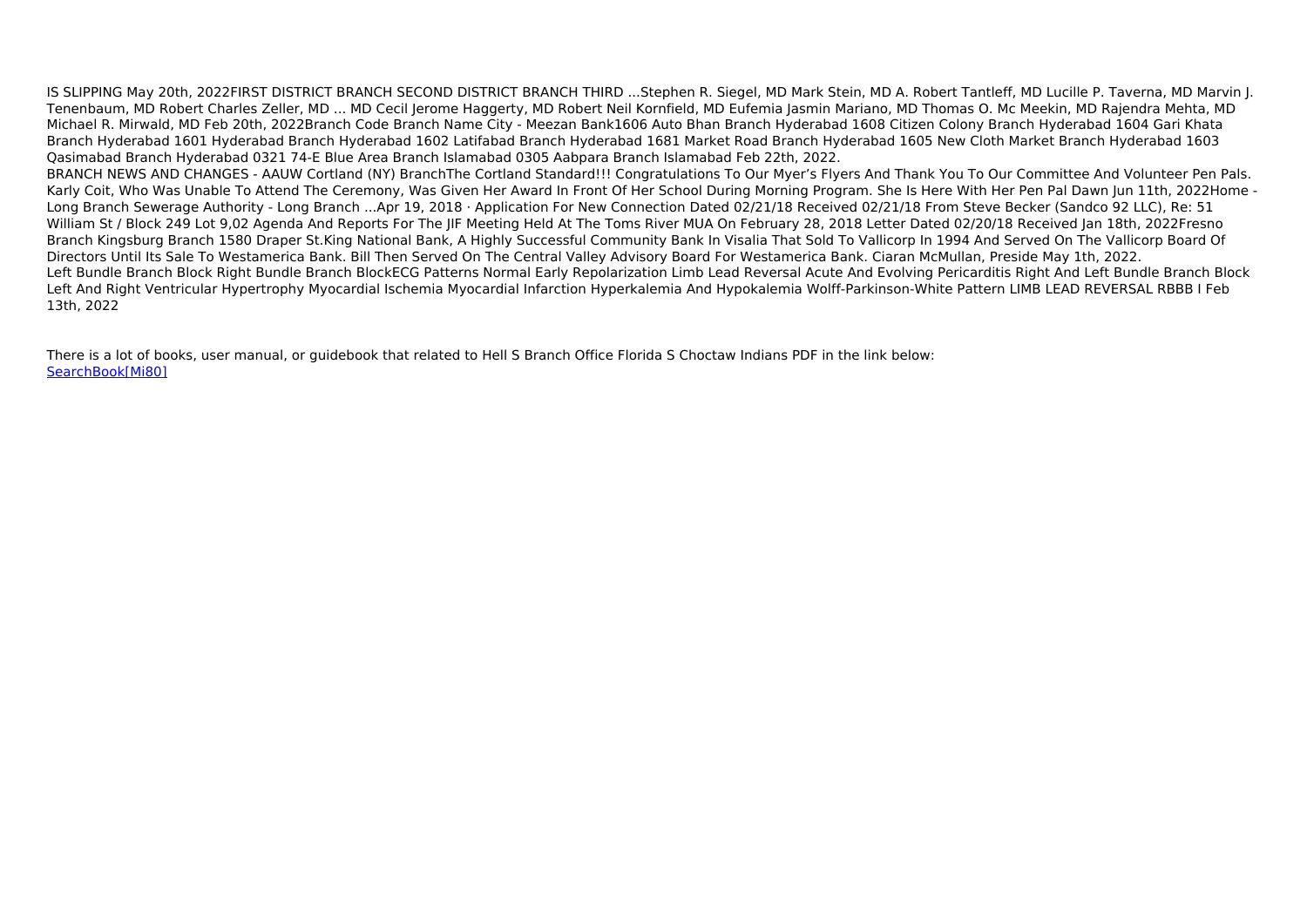IS SLIPPING May 20th, 2022FIRST DISTRICT BRANCH SECOND DISTRICT BRANCH THIRD ...Stephen R. Siegel, MD Mark Stein, MD A. Robert Tantleff, MD Lucille P. Taverna, MD Marvin J. Tenenbaum, MD Robert Charles Zeller, MD ... MD Cecil Jerome Haggerty, MD Robert Neil Kornfield, MD Eufemia Jasmin Mariano, MD Thomas O. Mc Meekin, MD Rajendra Mehta, MD Michael R. Mirwald, MD Feb 20th, 2022Branch Code Branch Name City - Meezan Bank1606 Auto Bhan Branch Hyderabad 1608 Citizen Colony Branch Hyderabad 1604 Gari Khata Branch Hyderabad 1601 Hyderabad Branch Hyderabad 1602 Latifabad Branch Hyderabad 1681 Market Road Branch Hyderabad 1605 New Cloth Market Branch Hyderabad 1603 Qasimabad Branch Hyderabad 0321 74-E Blue Area Branch Islamabad 0305 Aabpara Branch Islamabad Feb 22th, 2022.

BRANCH NEWS AND CHANGES - AAUW Cortland (NY) BranchThe Cortland Standard!!! Congratulations To Our Myer's Flyers And Thank You To Our Committee And Volunteer Pen Pals. Karly Coit, Who Was Unable To Attend The Ceremony, Was Given Her Award In Front Of Her School During Morning Program. She Is Here With Her Pen Pal Dawn Jun 11th, 2022Home - Long Branch Sewerage Authority - Long Branch ...Apr 19, 2018 · Application For New Connection Dated 02/21/18 Received 02/21/18 From Steve Becker (Sandco 92 LLC), Re: 51 William St / Block 249 Lot 9,02 Agenda And Reports For The JIF Meeting Held At The Toms River MUA On February 28, 2018 Letter Dated 02/20/18 Received Jan 18th, 2022Fresno Branch Kingsburg Branch 1580 Draper St.King National Bank, A Highly Successful Community Bank In Visalia That Sold To Vallicorp In 1994 And Served On The Vallicorp Board Of Directors Until Its Sale To Westamerica Bank. Bill Then Served On The Central Valley Advisory Board For Westamerica Bank. Ciaran McMullan, Preside May 1th, 2022.

Left Bundle Branch Block Right Bundle Branch BlockECG Patterns Normal Early Repolarization Limb Lead Reversal Acute And Evolving Pericarditis Right And Left Bundle Branch Block Left And Right Ventricular Hypertrophy Myocardial Ischemia Myocardial Infarction Hyperkalemia And Hypokalemia Wolff-Parkinson-White Pattern LIMB LEAD REVERSAL RBBB I Feb 13th, 2022

There is a lot of books, user manual, or guidebook that related to Hell S Branch Office Florida S Choctaw Indians PDF in the link below:
SearchBook[Mi80]